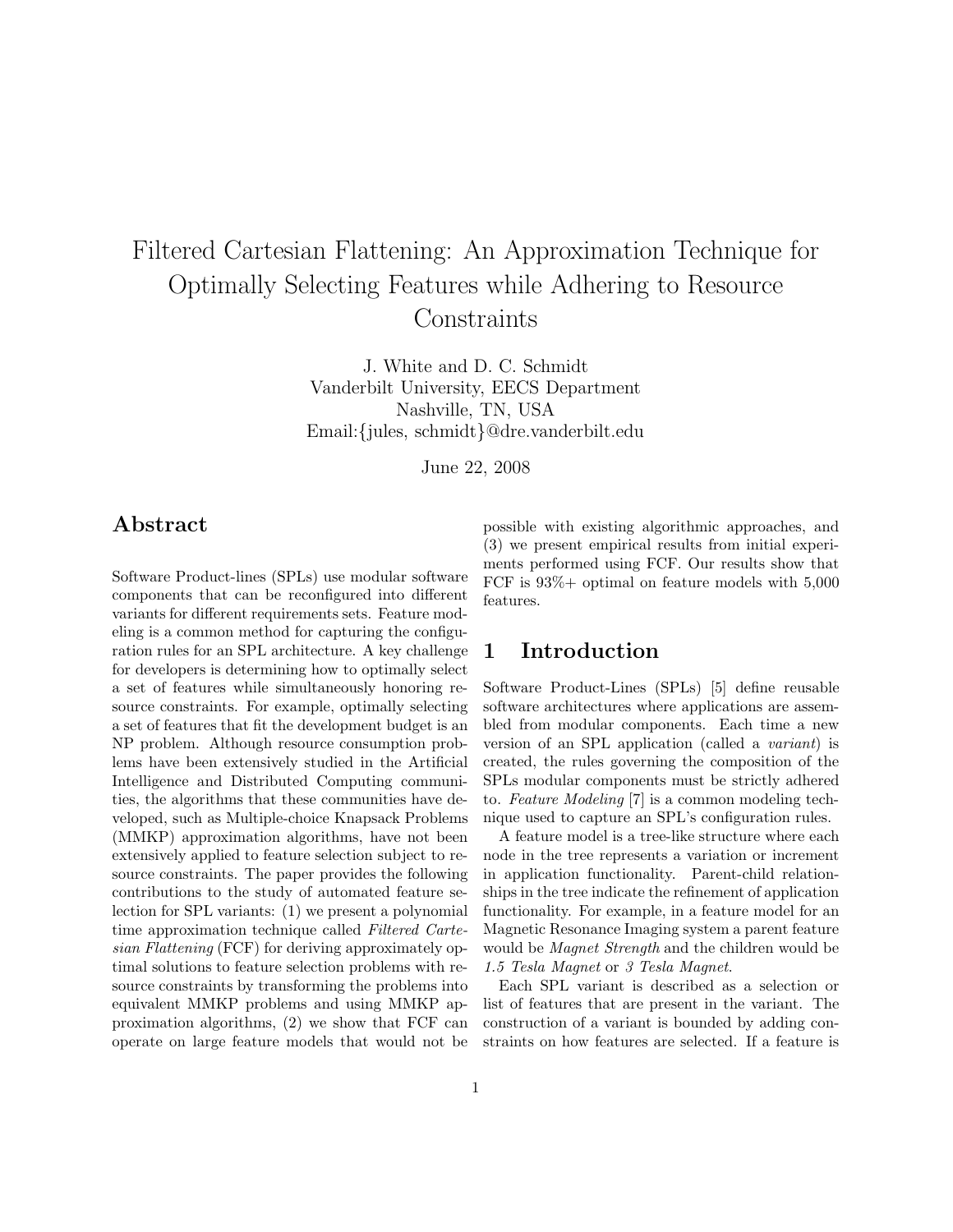# Filtered Cartesian Flattening: An Approximation Technique for Optimally Selecting Features while Adhering to Resource Constraints

J. White and D. C. Schmidt
Vanderbilt University, EECS Department
Nashville, TN, USA
Email:{jules, schmidt}@dre.vanderbilt.edu

June 22, 2008

## Abstract

Software Product-lines (SPLs) use modular software components that can be reconfigured into different variants for different requirements sets. Feature modeling is a common method for capturing the configuration rules for an SPL architecture. A key challenge for developers is determining how to optimally select a set of features while simultaneously honoring resource constraints. For example, optimally selecting a set of features that fit the development budget is an NP problem. Although resource consumption problems have been extensively studied in the Artificial Intelligence and Distributed Computing communities, the algorithms that these communities have developed, such as Multiple-choice Knapsack Problems (MMKP) approximation algorithms, have not been extensively applied to feature selection subject to resource constraints. The paper provides the following contributions to the study of automated feature selection for SPL variants: (1) we present a polynomial time approximation technique called *Filtered Cartesian Flattening* (FCF) for deriving approximately optimal solutions to feature selection problems with resource constraints by transforming the problems into equivalent MMKP problems and using MMKP approximation algorithms, (2) we show that FCF can operate on large feature models that would not be possible with existing algorithmic approaches, and (3) we present empirical results from initial experiments performed using FCF. Our results show that FCF is 93%+ optimal on feature models with 5,000 features.

## 1 Introduction

Software Product-Lines (SPLs) [5] define reusable software architectures where applications are assembled from modular components. Each time a new version of an SPL application (called a *variant*) is created, the rules governing the composition of the SPLs modular components must be strictly adhered to. *Feature Modeling* [7] is a common modeling technique used to capture an SPL's configuration rules.

A feature model is a tree-like structure where each node in the tree represents a variation or increment in application functionality. Parent-child relationships in the tree indicate the refinement of application functionality. For example, in a feature model for an Magnetic Resonance Imaging system a parent feature would be *Magnet Strength* and the children would be *1.5 Tesla Magnet* or *3 Tesla Magnet*.

Each SPL variant is described as a selection or list of features that are present in the variant. The construction of a variant is bounded by adding constraints on how features are selected. If a feature is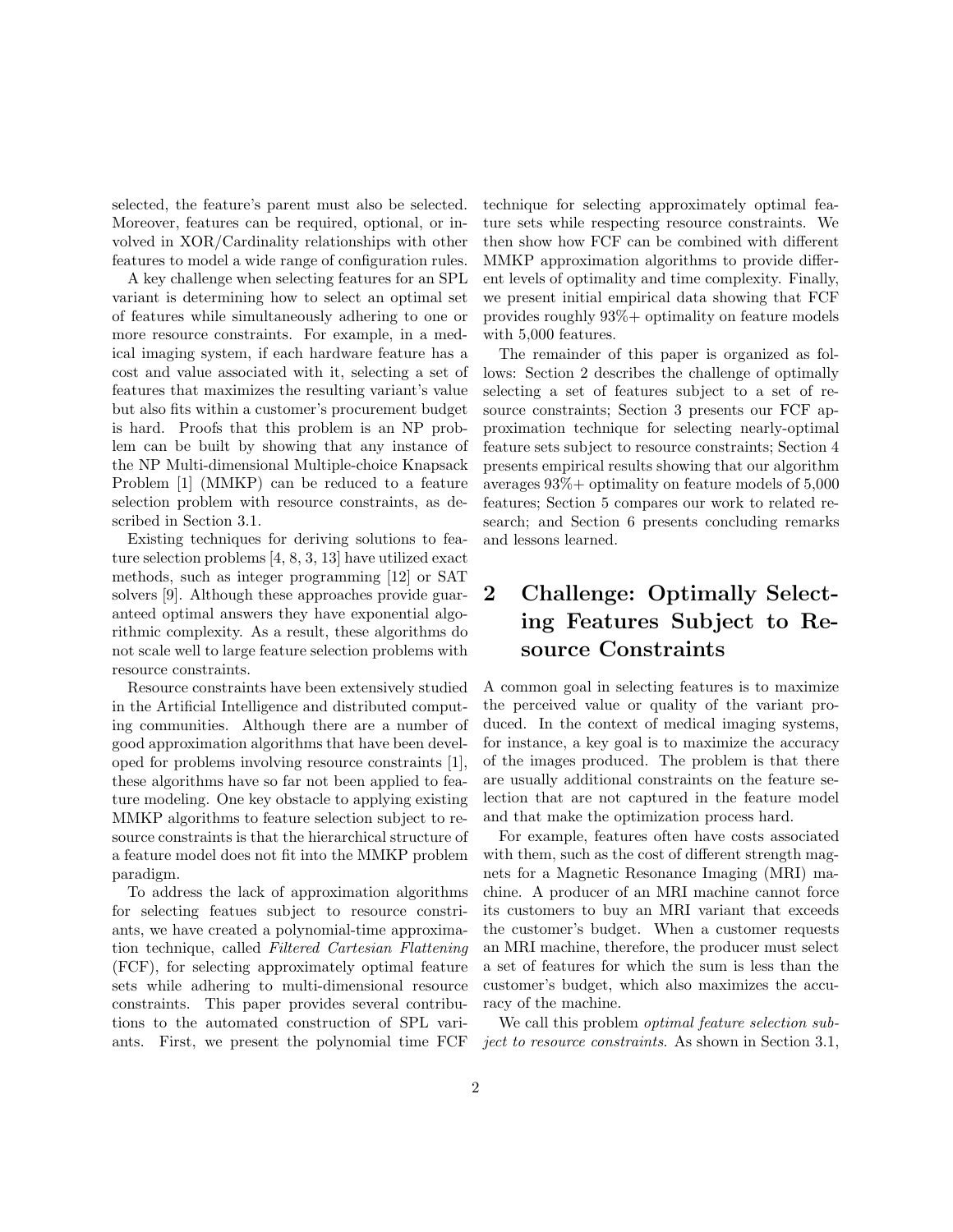selected, the feature's parent must also be selected. Moreover, features can be required, optional, or involved in XOR/Cardinality relationships with other features to model a wide range of configuration rules.

A key challenge when selecting features for an SPL variant is determining how to select an optimal set of features while simultaneously adhering to one or more resource constraints. For example, in a medical imaging system, if each hardware feature has a cost and value associated with it, selecting a set of features that maximizes the resulting variant's value but also fits within a customer's procurement budget is hard. Proofs that this problem is an NP problem can be built by showing that any instance of the NP Multi-dimensional Multiple-choice Knapsack Problem [1] (MMKP) can be reduced to a feature selection problem with resource constraints, as described in Section 3.1.

Existing techniques for deriving solutions to feature selection problems [4, 8, 3, 13] have utilized exact methods, such as integer programming [12] or SAT solvers [9]. Although these approaches provide guaranteed optimal answers they have exponential algorithmic complexity. As a result, these algorithms do not scale well to large feature selection problems with resource constraints.

Resource constraints have been extensively studied in the Artificial Intelligence and distributed computing communities. Although there are a number of good approximation algorithms that have been developed for problems involving resource constraints [1], these algorithms have so far not been applied to feature modeling. One key obstacle to applying existing MMKP algorithms to feature selection subject to resource constraints is that the hierarchical structure of a feature model does not fit into the MMKP problem paradigm.

To address the lack of approximation algorithms for selecting featues subject to resource constriants, we have created a polynomial-time approximation technique, called *Filtered Cartesian Flattening* (FCF), for selecting approximately optimal feature sets while adhering to multi-dimensional resource constraints. This paper provides several contributions to the automated construction of SPL variants. First, we present the polynomial time FCF technique for selecting approximately optimal feature sets while respecting resource constraints. We then show how FCF can be combined with different MMKP approximation algorithms to provide different levels of optimality and time complexity. Finally, we present initial empirical data showing that FCF provides roughly 93%+ optimality on feature models with 5,000 features.

The remainder of this paper is organized as follows: Section 2 describes the challenge of optimally selecting a set of features subject to a set of resource constraints; Section 3 presents our FCF approximation technique for selecting nearly-optimal feature sets subject to resource constraints; Section 4 presents empirical results showing that our algorithm averages 93%+ optimality on feature models of 5,000 features; Section 5 compares our work to related research; and Section 6 presents concluding remarks and lessons learned.

## 2 Challenge: Optimally Selecting Features Subject to Resource Constraints

A common goal in selecting features is to maximize the perceived value or quality of the variant produced. In the context of medical imaging systems, for instance, a key goal is to maximize the accuracy of the images produced. The problem is that there are usually additional constraints on the feature selection that are not captured in the feature model and that make the optimization process hard.

For example, features often have costs associated with them, such as the cost of different strength magnets for a Magnetic Resonance Imaging (MRI) machine. A producer of an MRI machine cannot force its customers to buy an MRI variant that exceeds the customer's budget. When a customer requests an MRI machine, therefore, the producer must select a set of features for which the sum is less than the customer's budget, which also maximizes the accuracy of the machine.

We call this problem *optimal feature selection subject to resource constraints*. As shown in Section 3.1,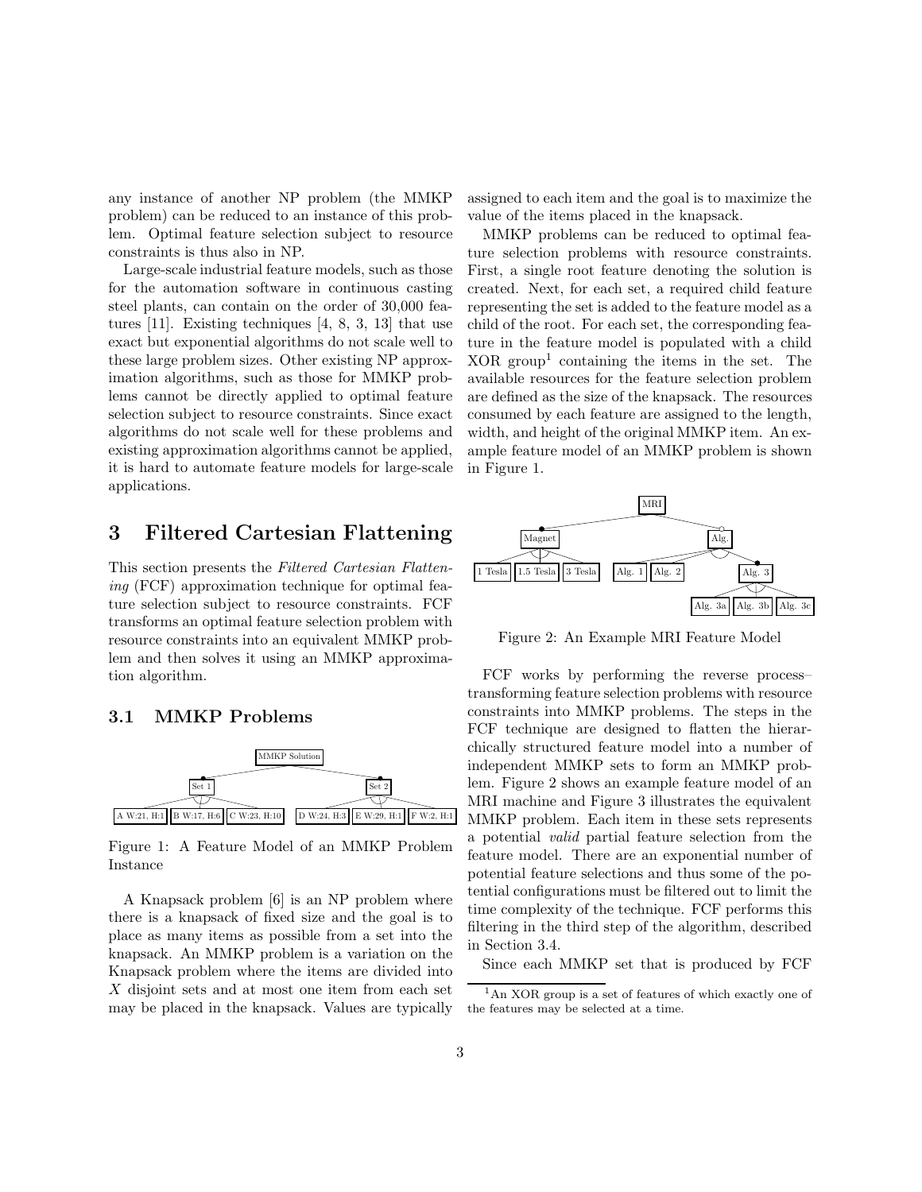any instance of another NP problem (the MMKP problem) can be reduced to an instance of this problem. Optimal feature selection subject to resource constraints is thus also in NP.

Large-scale industrial feature models, such as those for the automation software in continuous casting steel plants, can contain on the order of 30,000 features [11]. Existing techniques [4, 8, 3, 13] that use exact but exponential algorithms do not scale well to these large problem sizes. Other existing NP approximation algorithms, such as those for MMKP problems cannot be directly applied to optimal feature selection subject to resource constraints. Since exact algorithms do not scale well for these problems and existing approximation algorithms cannot be applied, it is hard to automate feature models for large-scale applications.

# 3 Filtered Cartesian Flattening

This section presents the *Filtered Cartesian Flattening* (FCF) approximation technique for optimal feature selection subject to resource constraints. FCF transforms an optimal feature selection problem with resource constraints into an equivalent MMKP problem and then solves it using an MMKP approximation algorithm.

## 3.1 MMKP Problems

Figure 1: A Feature Model of an MMKP Problem Instance

A Knapsack problem [6] is an NP problem where there is a knapsack of fixed size and the goal is to place as many items as possible from a set into the knapsack. An MMKP problem is a variation on the Knapsack problem where the items are divided into $X$ disjoint sets and at most one item from each set may be placed in the knapsack. Values are typically assigned to each item and the goal is to maximize the value of the items placed in the knapsack.

MMKP problems can be reduced to optimal feature selection problems with resource constraints. First, a single root feature denoting the solution is created. Next, for each set, a required child feature representing the set is added to the feature model as a child of the root. For each set, the corresponding feature in the feature model is populated with a child XOR group[1] containing the items in the set. The available resources for the feature selection problem are defined as the size of the knapsack. The resources consumed by each feature are assigned to the length, width, and height of the original MMKP item. An example feature model of an MMKP problem is shown in Figure 1.

Figure 2: An Example MRI Feature Model

FCF works by performing the reverse process–transforming feature selection problems with resource constraints into MMKP problems. The steps in the FCF technique are designed to flatten the hierarchically structured feature model into a number of independent MMKP sets to form an MMKP problem. Figure 2 shows an example feature model of an MRI machine and Figure 3 illustrates the equivalent MMKP problem. Each item in these sets represents a potential *valid* partial feature selection from the feature model. There are an exponential number of potential feature selections and thus some of the potential configurations must be filtered out to limit the time complexity of the technique. FCF performs this filtering in the third step of the algorithm, described in Section 3.4.

Since each MMKP set that is produced by FCF

[1] An XOR group is a set of features of which exactly one of the features may be selected at a time.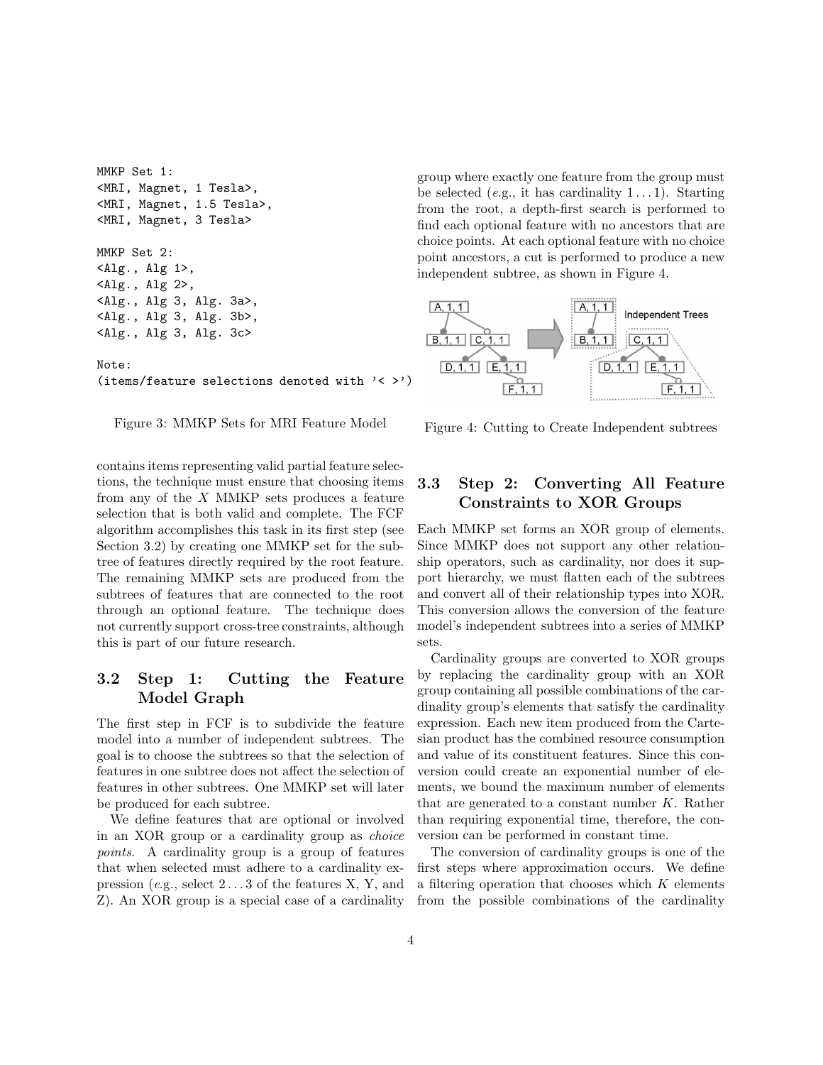```
MMKP Set 1:
<MRI, Magnet, 1 Tesla>,
<MRI, Magnet, 1.5 Tesla>,
<MRI, Magnet, 3 Tesla>

MMKP Set 2:
<Alg., Alg 1>,
<Alg., Alg 2>,
<Alg., Alg 3, Alg. 3a>,
<Alg., Alg 3, Alg. 3b>,
<Alg., Alg 3, Alg. 3c>

Note:
(items/feature selections denoted with '< >')
```

Figure 3: MMKP Sets for MRI Feature Model

contains items representing valid partial feature selections, the technique must ensure that choosing items from any of the $X$ MMKP sets produces a feature selection that is both valid and complete. The FCF algorithm accomplishes this task in its first step (see Section 3.2) by creating one MMKP set for the subtree of features directly required by the root feature. The remaining MMKP sets are produced from the subtrees of features that are connected to the root through an optional feature. The technique does not currently support cross-tree constraints, although this is part of our future research.

### 3.2 Step 1: Cutting the Feature Model Graph

The first step in FCF is to subdivide the feature model into a number of independent subtrees. The goal is to choose the subtrees so that the selection of features in one subtree does not affect the selection of features in other subtrees. One MMKP set will later be produced for each subtree.

We define features that are optional or involved in an XOR group or a cardinality group as *choice points*. A cardinality group is a group of features that when selected must adhere to a cardinality expression (*e.g.*, select $2 \ldots 3$ of the features X, Y, and Z). An XOR group is a special case of a cardinality group where exactly one feature from the group must be selected (*e.g.*, it has cardinality $1 \ldots 1$). Starting from the root, a depth-first search is performed to find each optional feature with no ancestors that are choice points. At each optional feature with no choice point ancestors, a cut is performed to produce a new independent subtree, as shown in Figure 4.

Figure 4: Cutting to Create Independent subtrees

### 3.3 Step 2: Converting All Feature Constraints to XOR Groups

Each MMKP set forms an XOR group of elements. Since MMKP does not support any other relationship operators, such as cardinality, nor does it support hierarchy, we must flatten each of the subtrees and convert all of their relationship types into XOR. This conversion allows the conversion of the feature model's independent subtrees into a series of MMKP sets.

Cardinality groups are converted to XOR groups by replacing the cardinality group with an XOR group containing all possible combinations of the cardinality group's elements that satisfy the cardinality expression. Each new item produced from the Cartesian product has the combined resource consumption and value of its constituent features. Since this conversion could create an exponential number of elements, we bound the maximum number of elements that are generated to a constant number $K$. Rather than requiring exponential time, therefore, the conversion can be performed in constant time.

The conversion of cardinality groups is one of the first steps where approximation occurs. We define a filtering operation that chooses which $K$ elements from the possible combinations of the cardinality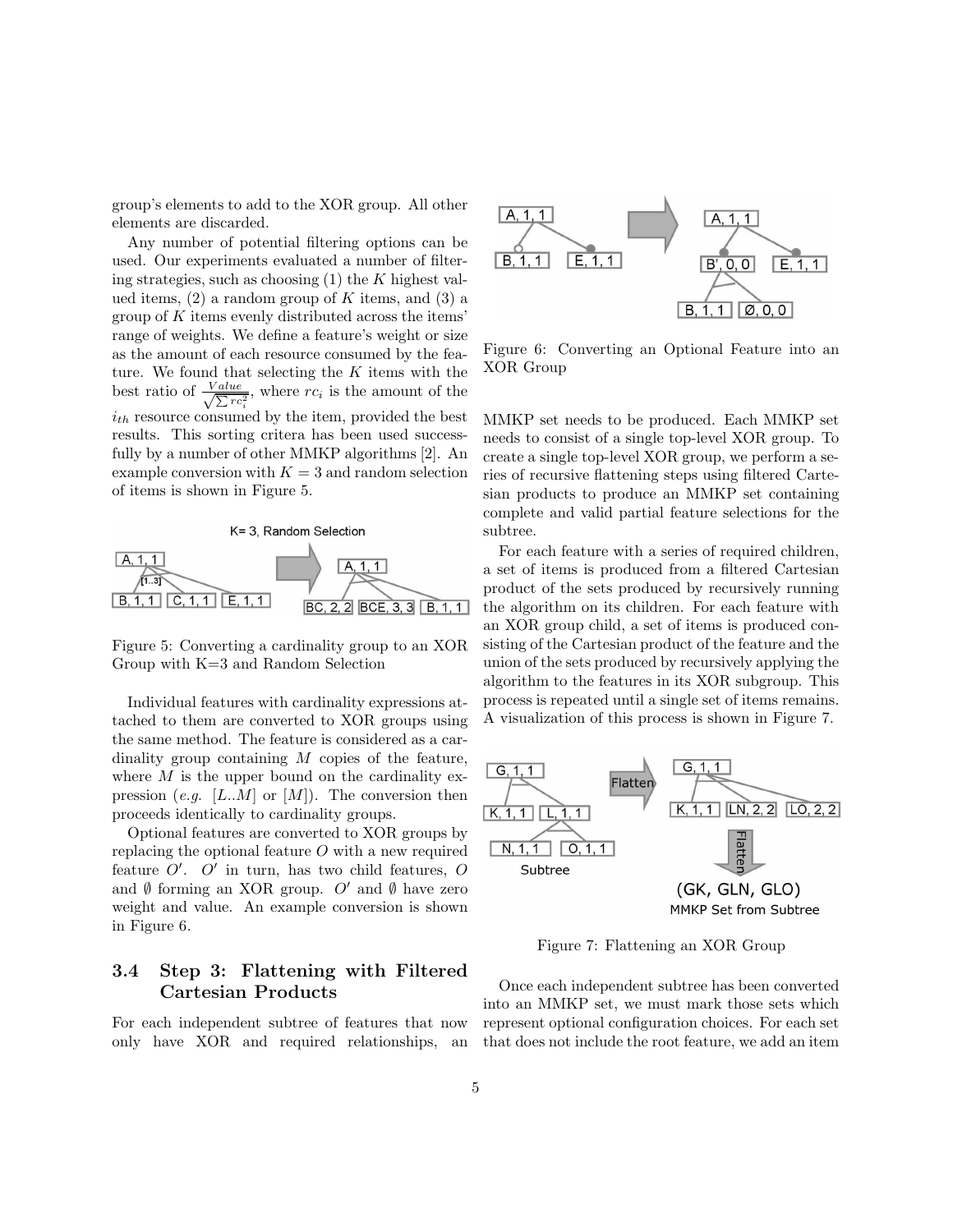group's elements to add to the XOR group. All other elements are discarded.

Any number of potential filtering options can be used. Our experiments evaluated a number of filtering strategies, such as choosing (1) the $K$ highest valued items, (2) a random group of $K$ items, and (3) a group of $K$ items evenly distributed across the items' range of weights. We define a feature's weight or size as the amount of each resource consumed by the feature. We found that selecting the $K$ items with the best ratio of $\frac{Value}{\sqrt{\sum rc_i^2}}$, where $rc_i$ is the amount of the $i_{th}$ resource consumed by the item, provided the best results. This sorting critera has been used successfully by a number of other MMKP algorithms [2]. An example conversion with $K = 3$ and random selection of items is shown in Figure 5.

Figure 5: Converting a cardinality group to an XOR Group with K=3 and Random Selection

Individual features with cardinality expressions attached to them are converted to XOR groups using the same method. The feature is considered as a cardinality group containing $M$ copies of the feature, where $M$ is the upper bound on the cardinality expression (*e.g.* $[L..M]$ or $[M]$). The conversion then proceeds identically to cardinality groups.

Optional features are converted to XOR groups by replacing the optional feature $O$ with a new required feature $O'$. $O'$ in turn, has two child features, $O$ and $\emptyset$ forming an XOR group. $O'$ and $\emptyset$ have zero weight and value. An example conversion is shown in Figure 6.

### 3.4 Step 3: Flattening with Filtered Cartesian Products

For each independent subtree of features that now only have XOR and required relationships, an MMKP set needs to be produced. Each MMKP set needs to consist of a single top-level XOR group. To create a single top-level XOR group, we perform a series of recursive flattening steps using filtered Cartesian products to produce an MMKP set containing complete and valid partial feature selections for the subtree.

Figure 6: Converting an Optional Feature into an XOR Group

For each feature with a series of required children, a set of items is produced from a filtered Cartesian product of the sets produced by recursively running the algorithm on its children. For each feature with an XOR group child, a set of items is produced consisting of the Cartesian product of the feature and the union of the sets produced by recursively applying the algorithm to the features in its XOR subgroup. This process is repeated until a single set of items remains. A visualization of this process is shown in Figure 7.

Figure 7: Flattening an XOR Group

Once each independent subtree has been converted into an MMKP set, we must mark those sets which represent optional configuration choices. For each set that does not include the root feature, we add an item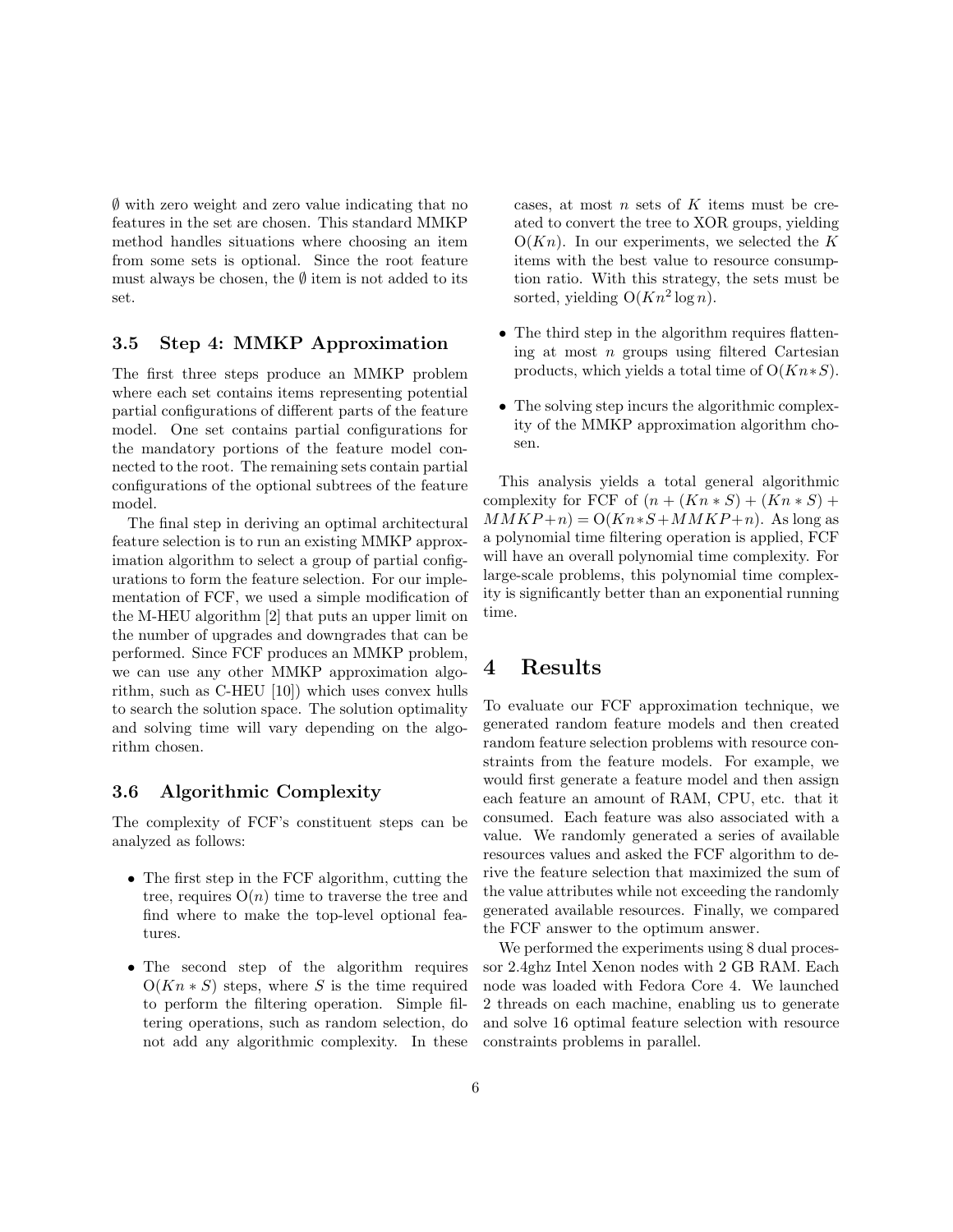$\emptyset$ with zero weight and zero value indicating that no features in the set are chosen. This standard MMKP method handles situations where choosing an item from some sets is optional. Since the root feature must always be chosen, the $\emptyset$ item is not added to its set.

### 3.5 Step 4: MMKP Approximation

The first three steps produce an MMKP problem where each set contains items representing potential partial configurations of different parts of the feature model. One set contains partial configurations for the mandatory portions of the feature model connected to the root. The remaining sets contain partial configurations of the optional subtrees of the feature model.

The final step in deriving an optimal architectural feature selection is to run an existing MMKP approximation algorithm to select a group of partial configurations to form the feature selection. For our implementation of FCF, we used a simple modification of the M-HEU algorithm [2] that puts an upper limit on the number of upgrades and downgrades that can be performed. Since FCF produces an MMKP problem, we can use any other MMKP approximation algorithm, such as C-HEU [10]) which uses convex hulls to search the solution space. The solution optimality and solving time will vary depending on the algorithm chosen.

### 3.6 Algorithmic Complexity

The complexity of FCF's constituent steps can be analyzed as follows:

- The first step in the FCF algorithm, cutting the tree, requires $O(n)$ time to traverse the tree and find where to make the top-level optional features.
- The second step of the algorithm requires $O(Kn * S)$ steps, where $S$ is the time required to perform the filtering operation. Simple filtering operations, such as random selection, do not add any algorithmic complexity. In these cases, at most $n$ sets of $K$ items must be created to convert the tree to XOR groups, yielding $O(Kn)$. In our experiments, we selected the $K$ items with the best value to resource consumption ratio. With this strategy, the sets must be sorted, yielding $O(Kn^2 \log n)$.
- The third step in the algorithm requires flattening at most $n$ groups using filtered Cartesian products, which yields a total time of $O(Kn * S)$.
- The solving step incurs the algorithmic complexity of the MMKP approximation algorithm chosen.

This analysis yields a total general algorithmic complexity for FCF of $(n + (Kn * S) + (Kn * S) + MMKP + n) = O(Kn * S + MMKP + n)$. As long as a polynomial time filtering operation is applied, FCF will have an overall polynomial time complexity. For large-scale problems, this polynomial time complexity is significantly better than an exponential running time.

## 4 Results

To evaluate our FCF approximation technique, we generated random feature models and then created random feature selection problems with resource constraints from the feature models. For example, we would first generate a feature model and then assign each feature an amount of RAM, CPU, etc. that it consumed. Each feature was also associated with a value. We randomly generated a series of available resources values and asked the FCF algorithm to derive the feature selection that maximized the sum of the value attributes while not exceeding the randomly generated available resources. Finally, we compared the FCF answer to the optimum answer.

We performed the experiments using 8 dual processor 2.4ghz Intel Xenon nodes with 2 GB RAM. Each node was loaded with Fedora Core 4. We launched 2 threads on each machine, enabling us to generate and solve 16 optimal feature selection with resource constraints problems in parallel.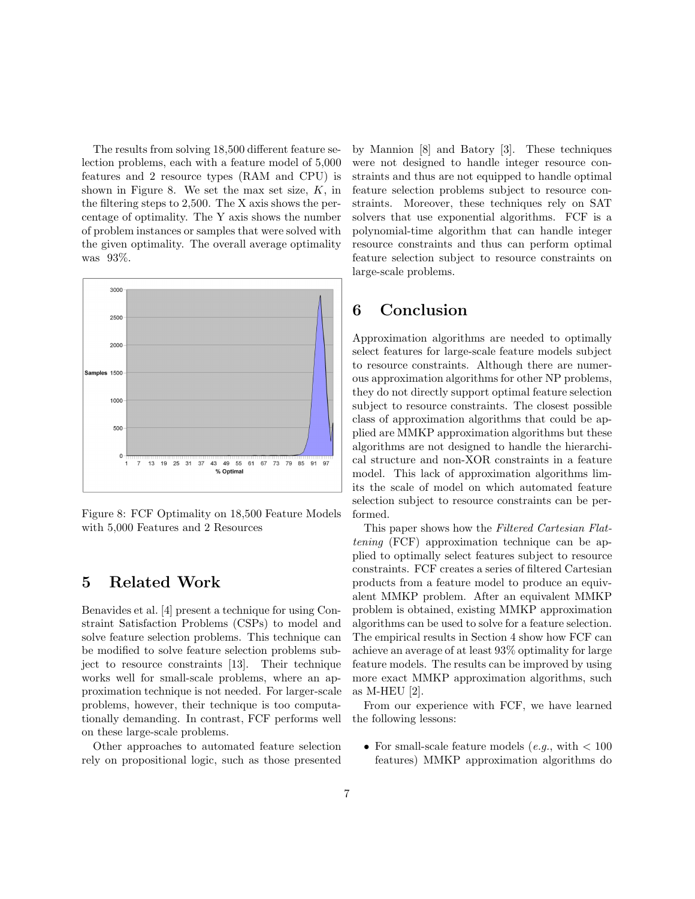The results from solving 18,500 different feature selection problems, each with a feature model of 5,000 features and 2 resource types (RAM and CPU) is shown in Figure 8. We set the max set size, $K$, in the filtering steps to 2,500. The X axis shows the percentage of optimality. The Y axis shows the number of problem instances or samples that were solved with the given optimality. The overall average optimality was 93%.

Figure 8: FCF Optimality on 18,500 Feature Models with 5,000 Features and 2 Resources

# 5 Related Work

Benavides et al. [4] present a technique for using Constraint Satisfaction Problems (CSPs) to model and solve feature selection problems. This technique can be modified to solve feature selection problems subject to resource constraints [13]. Their technique works well for small-scale problems, where an approximation technique is not needed. For larger-scale problems, however, their technique is too computationally demanding. In contrast, FCF performs well on these large-scale problems.

Other approaches to automated feature selection rely on propositional logic, such as those presented by Mannion [8] and Batory [3]. These techniques were not designed to handle integer resource constraints and thus are not equipped to handle optimal feature selection problems subject to resource constraints. Moreover, these techniques rely on SAT solvers that use exponential algorithms. FCF is a polynomial-time algorithm that can handle integer resource constraints and thus can perform optimal feature selection subject to resource constraints on large-scale problems.

# 6 Conclusion

Approximation algorithms are needed to optimally select features for large-scale feature models subject to resource constraints. Although there are numerous approximation algorithms for other NP problems, they do not directly support optimal feature selection subject to resource constraints. The closest possible class of approximation algorithms that could be applied are MMKP approximation algorithms but these algorithms are not designed to handle the hierarchical structure and non-XOR constraints in a feature model. This lack of approximation algorithms limits the scale of model on which automated feature selection subject to resource constraints can be performed.

This paper shows how the *Filtered Cartesian Flattening* (FCF) approximation technique can be applied to optimally select features subject to resource constraints. FCF creates a series of filtered Cartesian products from a feature model to produce an equivalent MMKP problem. After an equivalent MMKP problem is obtained, existing MMKP approximation algorithms can be used to solve for a feature selection. The empirical results in Section 4 show how FCF can achieve an average of at least 93% optimality for large feature models. The results can be improved by using more exact MMKP approximation algorithms, such as M-HEU [2].

From our experience with FCF, we have learned the following lessons:

- For small-scale feature models (*e.g.*, with < 100 features) MMKP approximation algorithms do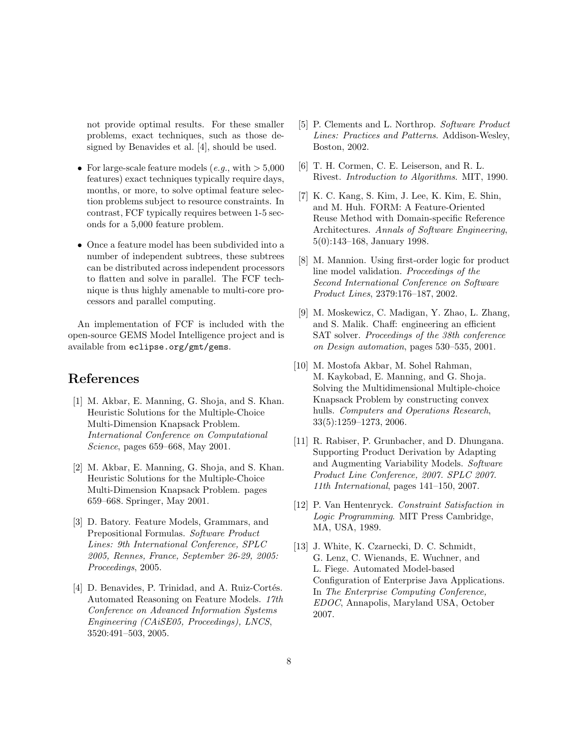not provide optimal results. For these smaller problems, exact techniques, such as those designed by Benavides et al. [4], should be used.

- For large-scale feature models (*e.g.*, with > 5,000 features) exact techniques typically require days, months, or more, to solve optimal feature selection problems subject to resource constraints. In contrast, FCF typically requires between 1-5 seconds for a 5,000 feature problem.

- Once a feature model has been subdivided into a number of independent subtrees, these subtrees can be distributed across independent processors to flatten and solve in parallel. The FCF technique is thus highly amenable to multi-core processors and parallel computing.

An implementation of FCF is included with the open-source GEMS Model Intelligence project and is available from `eclipse.org/gmt/gems`.

# References

[1] M. Akbar, E. Manning, G. Shoja, and S. Khan. Heuristic Solutions for the Multiple-Choice Multi-Dimension Knapsack Problem. *International Conference on Computational Science*, pages 659–668, May 2001.

[2] M. Akbar, E. Manning, G. Shoja, and S. Khan. Heuristic Solutions for the Multiple-Choice Multi-Dimension Knapsack Problem. pages 659–668. Springer, May 2001.

[3] D. Batory. Feature Models, Grammars, and Prepositional Formulas. *Software Product Lines: 9th International Conference, SPLC 2005, Rennes, France, September 26-29, 2005: Proceedings*, 2005.

[4] D. Benavides, P. Trinidad, and A. Ruiz-Cortés. Automated Reasoning on Feature Models. *17th Conference on Advanced Information Systems Engineering (CAiSE05, Proceedings), LNCS*, 3520:491–503, 2005.

[5] P. Clements and L. Northrop. *Software Product Lines: Practices and Patterns*. Addison-Wesley, Boston, 2002.

[6] T. H. Cormen, C. E. Leiserson, and R. L. Rivest. *Introduction to Algorithms*. MIT, 1990.

[7] K. C. Kang, S. Kim, J. Lee, K. Kim, E. Shin, and M. Huh. FORM: A Feature-Oriented Reuse Method with Domain-specific Reference Architectures. *Annals of Software Engineering*, 5(0):143–168, January 1998.

[8] M. Mannion. Using first-order logic for product line model validation. *Proceedings of the Second International Conference on Software Product Lines*, 2379:176–187, 2002.

[9] M. Moskewicz, C. Madigan, Y. Zhao, L. Zhang, and S. Malik. Chaff: engineering an efficient SAT solver. *Proceedings of the 38th conference on Design automation*, pages 530–535, 2001.

[10] M. Mostofa Akbar, M. Sohel Rahman, M. Kaykobad, E. Manning, and G. Shoja. Solving the Multidimensional Multiple-choice Knapsack Problem by constructing convex hulls. *Computers and Operations Research*, 33(5):1259–1273, 2006.

[11] R. Rabiser, P. Grunbacher, and D. Dhungana. Supporting Product Derivation by Adapting and Augmenting Variability Models. *Software Product Line Conference, 2007. SPLC 2007. 11th International*, pages 141–150, 2007.

[12] P. Van Hentenryck. *Constraint Satisfaction in Logic Programming*. MIT Press Cambridge, MA, USA, 1989.

[13] J. White, K. Czarnecki, D. C. Schmidt, G. Lenz, C. Wienands, E. Wuchner, and L. Fiege. Automated Model-based Configuration of Enterprise Java Applications. In *The Enterprise Computing Conference, EDOC*, Annapolis, Maryland USA, October 2007.